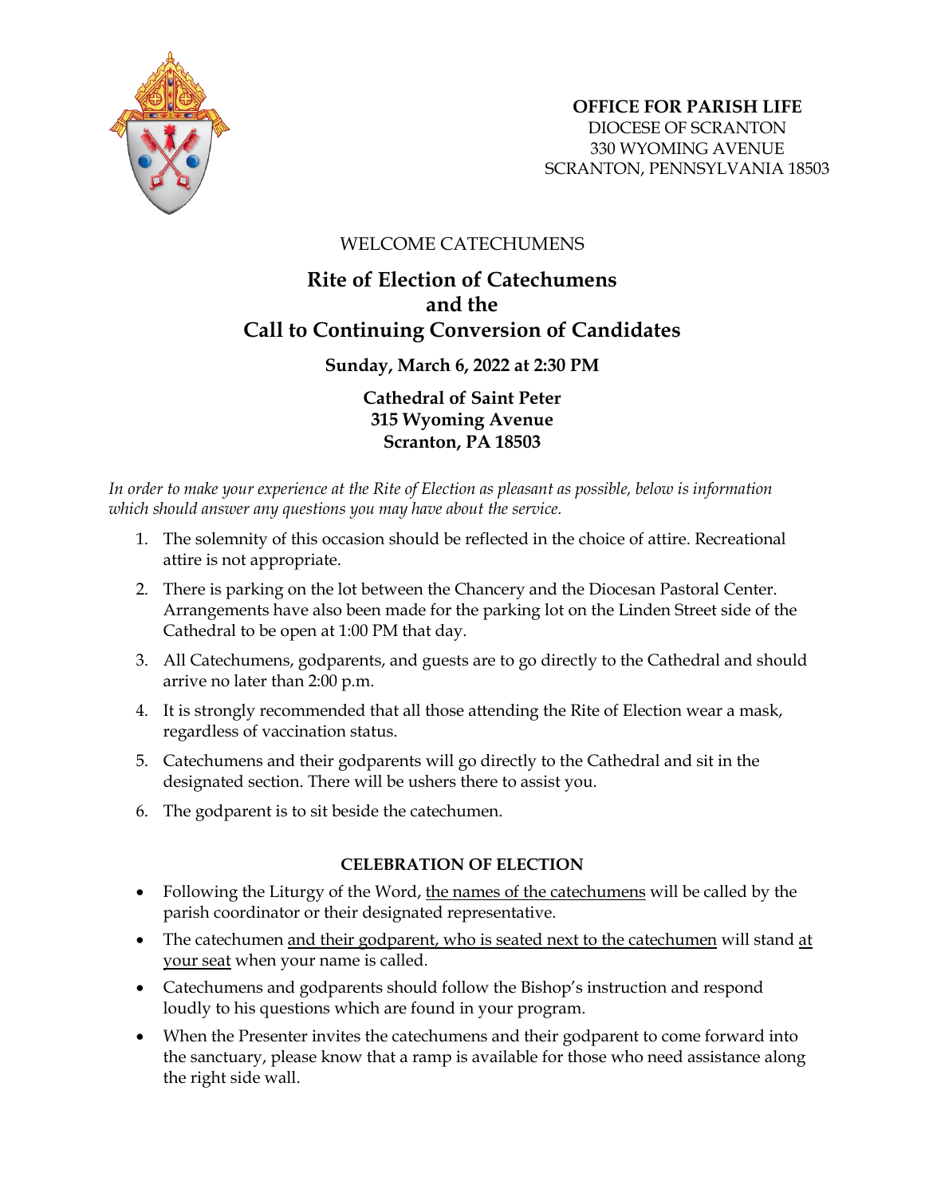**OFFICE FOR PARISH LIFE**
DIOCESE OF SCRANTON
330 WYOMING AVENUE
SCRANTON, PENNSYLVANIA 18503

WELCOME CATECHUMENS

# Rite of Election of Catechumens and the Call to Continuing Conversion of Candidates

**Sunday, March 6, 2022 at 2:30 PM**

**Cathedral of Saint Peter**
**315 Wyoming Avenue**
**Scranton, PA 18503**

*In order to make your experience at the Rite of Election as pleasant as possible, below is information which should answer any questions you may have about the service.*

1. The solemnity of this occasion should be reflected in the choice of attire. Recreational attire is not appropriate.
2. There is parking on the lot between the Chancery and the Diocesan Pastoral Center. Arrangements have also been made for the parking lot on the Linden Street side of the Cathedral to be open at 1:00 PM that day.
3. All Catechumens, godparents, and guests are to go directly to the Cathedral and should arrive no later than 2:00 p.m.
4. It is strongly recommended that all those attending the Rite of Election wear a mask, regardless of vaccination status.
5. Catechumens and their godparents will go directly to the Cathedral and sit in the designated section. There will be ushers there to assist you.
6. The godparent is to sit beside the catechumen.

**CELEBRATION OF ELECTION**

- Following the Liturgy of the Word, <u>the names of the catechumens</u> will be called by the parish coordinator or their designated representative.
- The catechumen <u>and their godparent, who is seated next to the catechumen</u> will stand <u>at your seat</u> when your name is called.
- Catechumens and godparents should follow the Bishop's instruction and respond loudly to his questions which are found in your program.
- When the Presenter invites the catechumens and their godparent to come forward into the sanctuary, please know that a ramp is available for those who need assistance along the right side wall.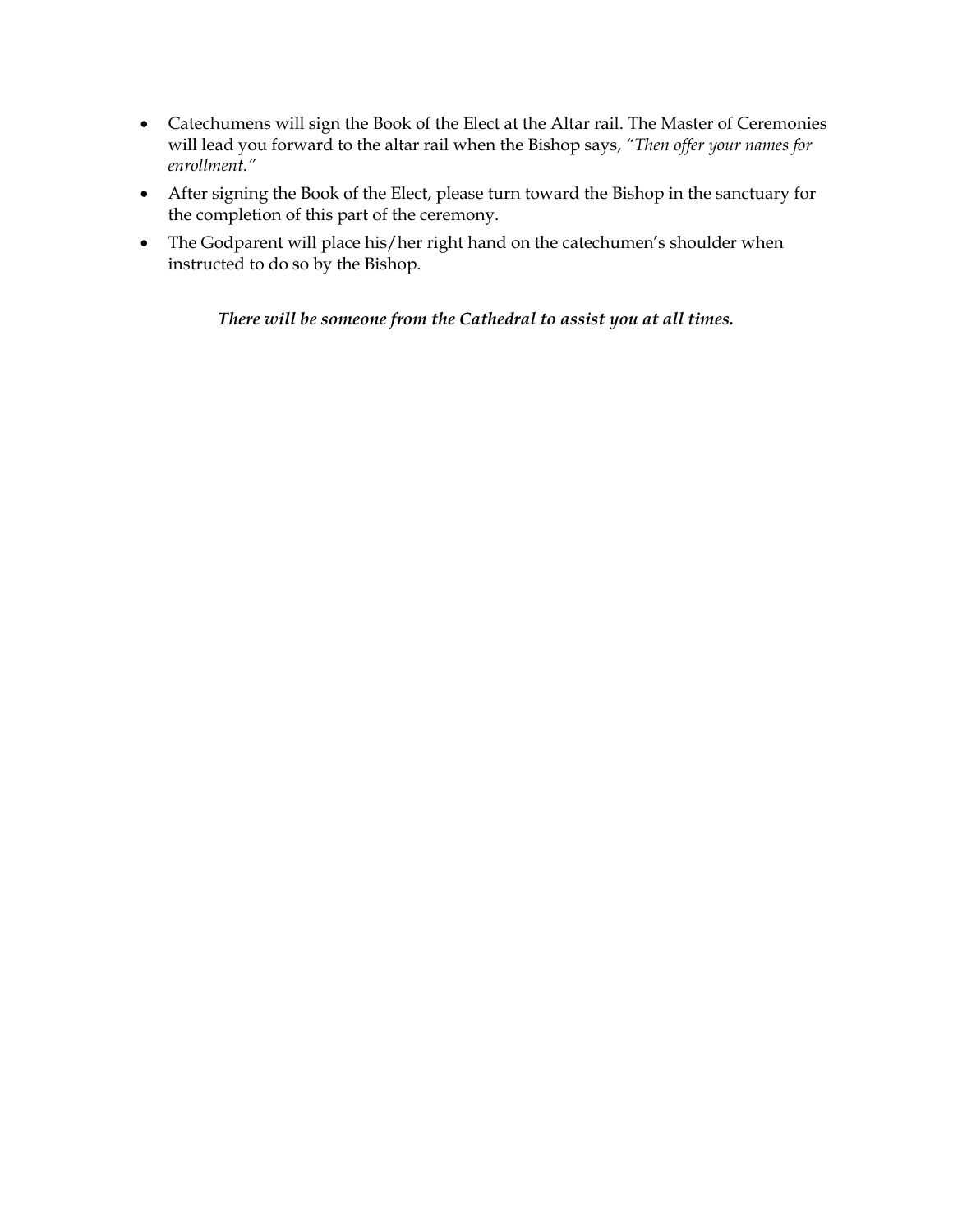- Catechumens will sign the Book of the Elect at the Altar rail. The Master of Ceremonies will lead you forward to the altar rail when the Bishop says, *"Then offer your names for enrollment."*
- After signing the Book of the Elect, please turn toward the Bishop in the sanctuary for the completion of this part of the ceremony.
- The Godparent will place his/her right hand on the catechumen's shoulder when instructed to do so by the Bishop.

***There will be someone from the Cathedral to assist you at all times.***